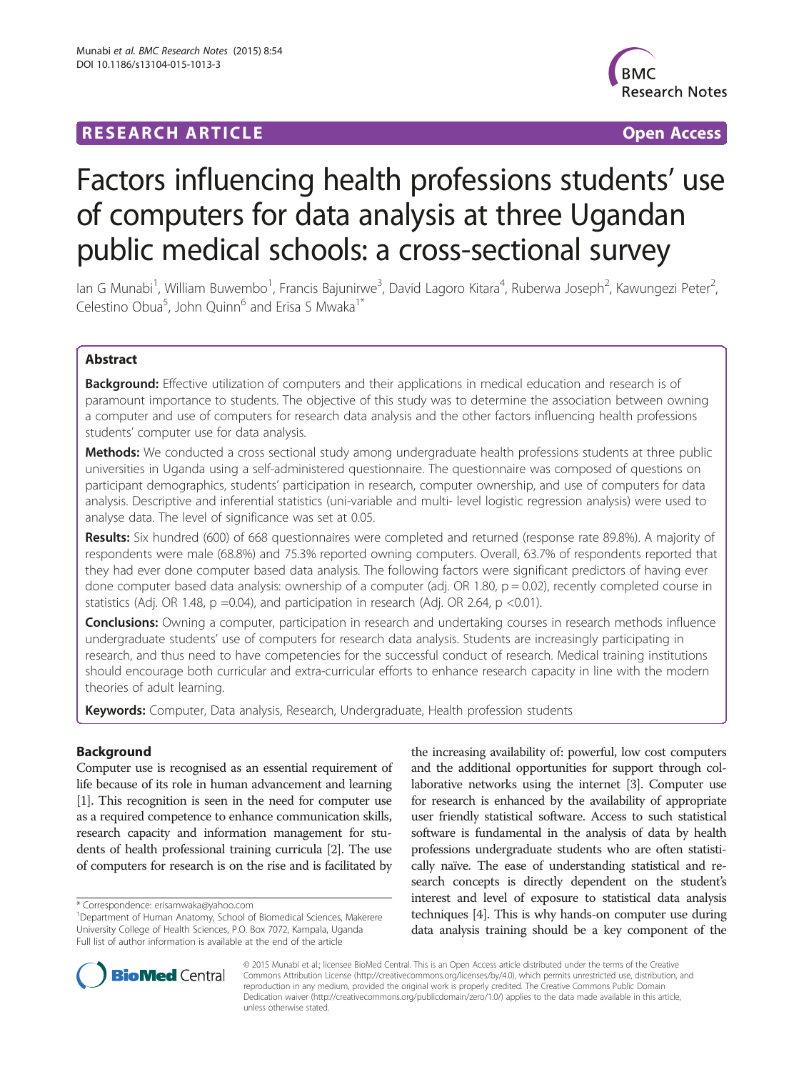**RESEARCH ARTICLE** **Open Access**

# Factors influencing health professions students' use of computers for data analysis at three Ugandan public medical schools: a cross-sectional survey

Ian G Munabi[1], William Buwembo[1], Francis Bajunirwe[3], David Lagoro Kitara[4], Ruberwa Joseph[2], Kawungezi Peter[2], Celestino Obua[5], John Quinn[6] and Erisa S Mwaka[1*]

## Abstract

**Background:** Effective utilization of computers and their applications in medical education and research is of paramount importance to students. The objective of this study was to determine the association between owning a computer and use of computers for research data analysis and the other factors influencing health professions students' computer use for data analysis.

**Methods:** We conducted a cross sectional study among undergraduate health professions students at three public universities in Uganda using a self-administered questionnaire. The questionnaire was composed of questions on participant demographics, students' participation in research, computer ownership, and use of computers for data analysis. Descriptive and inferential statistics (uni-variable and multi- level logistic regression analysis) were used to analyse data. The level of significance was set at 0.05.

**Results:** Six hundred (600) of 668 questionnaires were completed and returned (response rate 89.8%). A majority of respondents were male (68.8%) and 75.3% reported owning computers. Overall, 63.7% of respondents reported that they had ever done computer based data analysis. The following factors were significant predictors of having ever done computer based data analysis: ownership of a computer (adj. OR 1.80, $p = 0.02$), recently completed course in statistics (Adj. OR 1.48, $p = 0.04$), and participation in research (Adj. OR 2.64, $p < 0.01$).

**Conclusions:** Owning a computer, participation in research and undertaking courses in research methods influence undergraduate students' use of computers for research data analysis. Students are increasingly participating in research, and thus need to have competencies for the successful conduct of research. Medical training institutions should encourage both curricular and extra-curricular efforts to enhance research capacity in line with the modern theories of adult learning.

**Keywords:** Computer, Data analysis, Research, Undergraduate, Health profession students

## Background

Computer use is recognised as an essential requirement of life because of its role in human advancement and learning [1]. This recognition is seen in the need for computer use as a required competence to enhance communication skills, research capacity and information management for students of health professional training curricula [2]. The use of computers for research is on the rise and is facilitated by the increasing availability of: powerful, low cost computers and the additional opportunities for support through collaborative networks using the internet [3]. Computer use for research is enhanced by the availability of appropriate user friendly statistical software. Access to such statistical software is fundamental in the analysis of data by health professions undergraduate students who are often statistically naïve. The ease of understanding statistical and research concepts is directly dependent on the student's interest and level of exposure to statistical data analysis techniques [4]. This is why hands-on computer use during data analysis training should be a key component of the

\* Correspondence: erisamwaka@yahoo.com
[1]Department of Human Anatomy, School of Biomedical Sciences, Makerere University College of Health Sciences, P.O. Box 7072, Kampala, Uganda
Full list of author information is available at the end of the article

© 2015 Munabi et al.; licensee BioMed Central. This is an Open Access article distributed under the terms of the Creative Commons Attribution License (http://creativecommons.org/licenses/by/4.0), which permits unrestricted use, distribution, and reproduction in any medium, provided the original work is properly credited. The Creative Commons Public Domain Dedication waiver (http://creativecommons.org/publicdomain/zero/1.0/) applies to the data made available in this article, unless otherwise stated.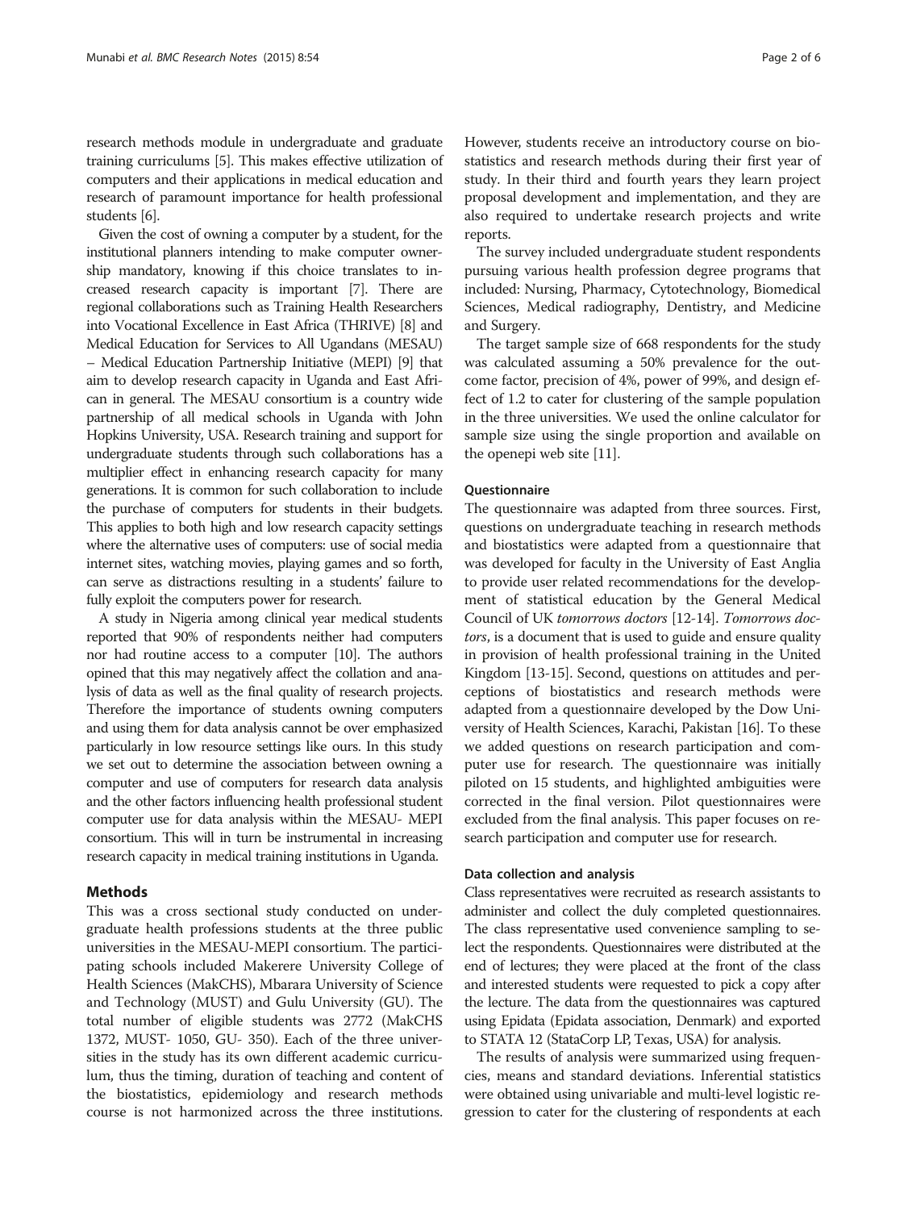research methods module in undergraduate and graduate training curriculums [5]. This makes effective utilization of computers and their applications in medical education and research of paramount importance for health professional students [6].

Given the cost of owning a computer by a student, for the institutional planners intending to make computer ownership mandatory, knowing if this choice translates to increased research capacity is important [7]. There are regional collaborations such as Training Health Researchers into Vocational Excellence in East Africa (THRIVE) [8] and Medical Education for Services to All Ugandans (MESAU) – Medical Education Partnership Initiative (MEPI) [9] that aim to develop research capacity in Uganda and East African in general. The MESAU consortium is a country wide partnership of all medical schools in Uganda with John Hopkins University, USA. Research training and support for undergraduate students through such collaborations has a multiplier effect in enhancing research capacity for many generations. It is common for such collaboration to include the purchase of computers for students in their budgets. This applies to both high and low research capacity settings where the alternative uses of computers: use of social media internet sites, watching movies, playing games and so forth, can serve as distractions resulting in a students' failure to fully exploit the computers power for research.

A study in Nigeria among clinical year medical students reported that 90% of respondents neither had computers nor had routine access to a computer [10]. The authors opined that this may negatively affect the collation and analysis of data as well as the final quality of research projects. Therefore the importance of students owning computers and using them for data analysis cannot be over emphasized particularly in low resource settings like ours. In this study we set out to determine the association between owning a computer and use of computers for research data analysis and the other factors influencing health professional student computer use for data analysis within the MESAU- MEPI consortium. This will in turn be instrumental in increasing research capacity in medical training institutions in Uganda.

## Methods

This was a cross sectional study conducted on undergraduate health professions students at the three public universities in the MESAU-MEPI consortium. The participating schools included Makerere University College of Health Sciences (MakCHS), Mbarara University of Science and Technology (MUST) and Gulu University (GU). The total number of eligible students was 2772 (MakCHS 1372, MUST- 1050, GU- 350). Each of the three universities in the study has its own different academic curriculum, thus the timing, duration of teaching and content of the biostatistics, epidemiology and research methods course is not harmonized across the three institutions. However, students receive an introductory course on biostatistics and research methods during their first year of study. In their third and fourth years they learn project proposal development and implementation, and they are also required to undertake research projects and write reports.

The survey included undergraduate student respondents pursuing various health profession degree programs that included: Nursing, Pharmacy, Cytotechnology, Biomedical Sciences, Medical radiography, Dentistry, and Medicine and Surgery.

The target sample size of 668 respondents for the study was calculated assuming a 50% prevalence for the outcome factor, precision of 4%, power of 99%, and design effect of 1.2 to cater for clustering of the sample population in the three universities. We used the online calculator for sample size using the single proportion and available on the openepi web site [11].

### Questionnaire

The questionnaire was adapted from three sources. First, questions on undergraduate teaching in research methods and biostatistics were adapted from a questionnaire that was developed for faculty in the University of East Anglia to provide user related recommendations for the development of statistical education by the General Medical Council of UK *tomorrows doctors* [12-14]. *Tomorrows doctors*, is a document that is used to guide and ensure quality in provision of health professional training in the United Kingdom [13-15]. Second, questions on attitudes and perceptions of biostatistics and research methods were adapted from a questionnaire developed by the Dow University of Health Sciences, Karachi, Pakistan [16]. To these we added questions on research participation and computer use for research. The questionnaire was initially piloted on 15 students, and highlighted ambiguities were corrected in the final version. Pilot questionnaires were excluded from the final analysis. This paper focuses on research participation and computer use for research.

### Data collection and analysis

Class representatives were recruited as research assistants to administer and collect the duly completed questionnaires. The class representative used convenience sampling to select the respondents. Questionnaires were distributed at the end of lectures; they were placed at the front of the class and interested students were requested to pick a copy after the lecture. The data from the questionnaires was captured using Epidata (Epidata association, Denmark) and exported to STATA 12 (StataCorp LP, Texas, USA) for analysis.

The results of analysis were summarized using frequencies, means and standard deviations. Inferential statistics were obtained using univariable and multi-level logistic regression to cater for the clustering of respondents at each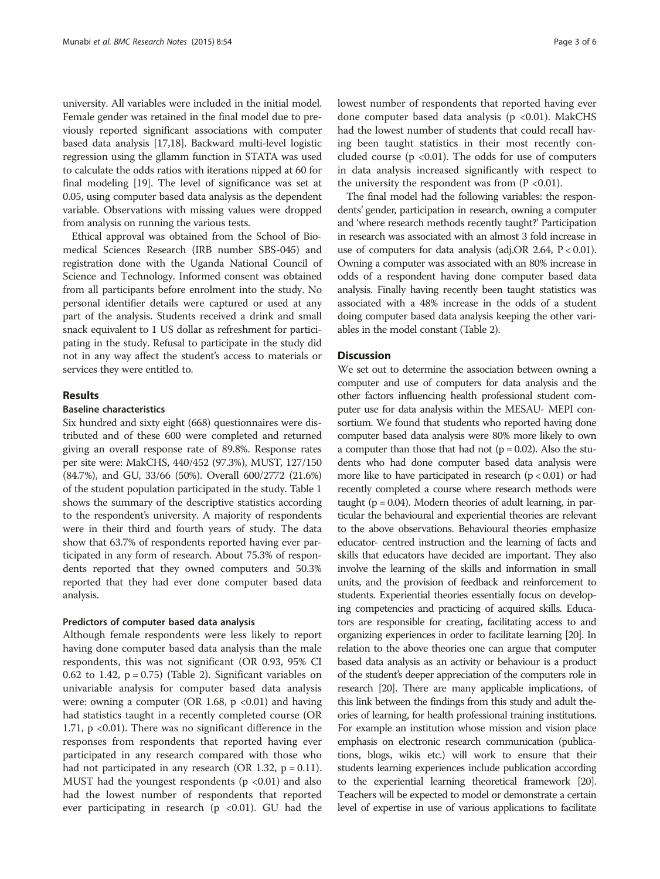university. All variables were included in the initial model. Female gender was retained in the final model due to previously reported significant associations with computer based data analysis [17,18]. Backward multi-level logistic regression using the gllamm function in STATA was used to calculate the odds ratios with iterations nipped at 60 for final modeling [19]. The level of significance was set at 0.05, using computer based data analysis as the dependent variable. Observations with missing values were dropped from analysis on running the various tests.

Ethical approval was obtained from the School of Biomedical Sciences Research (IRB number SBS-045) and registration done with the Uganda National Council of Science and Technology. Informed consent was obtained from all participants before enrolment into the study. No personal identifier details were captured or used at any part of the analysis. Students received a drink and small snack equivalent to 1 US dollar as refreshment for participating in the study. Refusal to participate in the study did not in any way affect the student's access to materials or services they were entitled to.

## Results

### Baseline characteristics

Six hundred and sixty eight (668) questionnaires were distributed and of these 600 were completed and returned giving an overall response rate of 89.8%. Response rates per site were: MakCHS, 440/452 (97.3%), MUST, 127/150 (84.7%), and GU, 33/66 (50%). Overall 600/2772 (21.6%) of the student population participated in the study. Table 1 shows the summary of the descriptive statistics according to the respondent's university. A majority of respondents were in their third and fourth years of study. The data show that 63.7% of respondents reported having ever participated in any form of research. About 75.3% of respondents reported that they owned computers and 50.3% reported that they had ever done computer based data analysis.

#### Predictors of computer based data analysis

Although female respondents were less likely to report having done computer based data analysis than the male respondents, this was not significant (OR 0.93, 95% CI 0.62 to 1.42, $p = 0.75$) (Table 2). Significant variables on univariable analysis for computer based data analysis were: owning a computer (OR 1.68, $p < 0.01$) and having had statistics taught in a recently completed course (OR 1.71, $p < 0.01$). There was no significant difference in the responses from respondents that reported having ever participated in any research compared with those who had not participated in any research (OR 1.32, $p = 0.11$). MUST had the youngest respondents ($p < 0.01$) and also had the lowest number of respondents that reported ever participating in research ($p < 0.01$). GU had the lowest number of respondents that reported having ever done computer based data analysis ($p < 0.01$). MakCHS had the lowest number of students that could recall having been taught statistics in their most recently concluded course ($p < 0.01$). The odds for use of computers in data analysis increased significantly with respect to the university the respondent was from ($P < 0.01$).

The final model had the following variables: the respondents' gender, participation in research, owning a computer and 'where research methods recently taught?' Participation in research was associated with an almost 3 fold increase in use of computers for data analysis (adj.OR 2.64, $P < 0.01$). Owning a computer was associated with an 80% increase in odds of a respondent having done computer based data analysis. Finally having recently been taught statistics was associated with a 48% increase in the odds of a student doing computer based data analysis keeping the other variables in the model constant (Table 2).

## Discussion

We set out to determine the association between owning a computer and use of computers for data analysis and the other factors influencing health professional student computer use for data analysis within the MESAU- MEPI consortium. We found that students who reported having done computer based data analysis were 80% more likely to own a computer than those that had not ($p = 0.02$). Also the students who had done computer based data analysis were more like to have participated in research ($p < 0.01$) or had recently completed a course where research methods were taught ($p = 0.04$). Modern theories of adult learning, in particular the behavioural and experiential theories are relevant to the above observations. Behavioural theories emphasize educator- centred instruction and the learning of facts and skills that educators have decided are important. They also involve the learning of the skills and information in small units, and the provision of feedback and reinforcement to students. Experiential theories essentially focus on developing competencies and practicing of acquired skills. Educators are responsible for creating, facilitating access to and organizing experiences in order to facilitate learning [20]. In relation to the above theories one can argue that computer based data analysis as an activity or behaviour is a product of the student's deeper appreciation of the computers role in research [20]. There are many applicable implications, of this link between the findings from this study and adult theories of learning, for health professional training institutions. For example an institution whose mission and vision place emphasis on electronic research communication (publications, blogs, wikis etc.) will work to ensure that their students learning experiences include publication according to the experiential learning theoretical framework [20]. Teachers will be expected to model or demonstrate a certain level of expertise in use of various applications to facilitate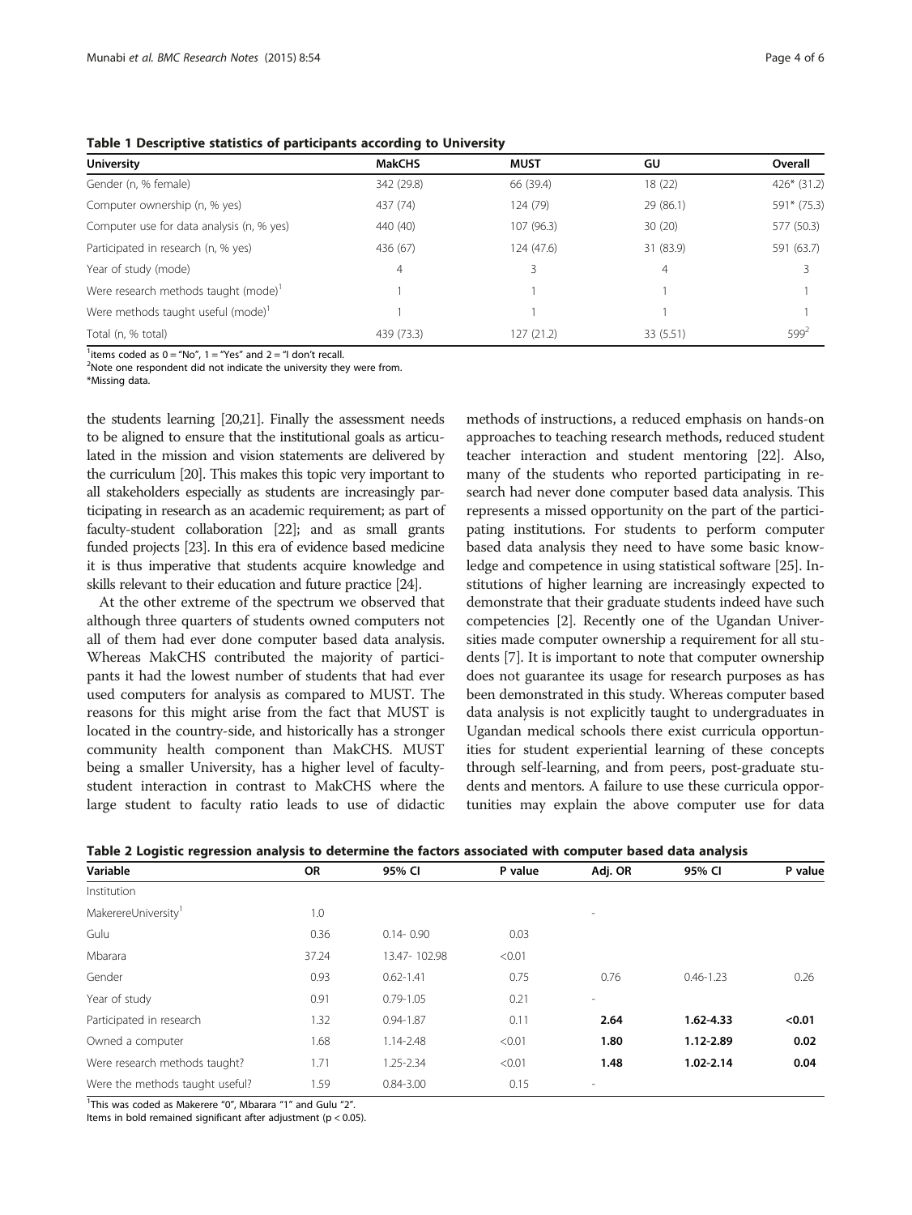**Table 1 Descriptive statistics of participants according to University**

| University | MakCHS | MUST | GU | Overall |
|---|---|---|---|---|
| Gender (n, % female) | 342 (29.8) | 66 (39.4) | 18 (22) | 426* (31.2) |
| Computer ownership (n, % yes) | 437 (74) | 124 (79) | 29 (86.1) | 591* (75.3) |
| Computer use for data analysis (n, % yes) | 440 (40) | 107 (96.3) | 30 (20) | 577 (50.3) |
| Participated in research (n, % yes) | 436 (67) | 124 (47.6) | 31 (83.9) | 591 (63.7) |
| Year of study (mode) | 4 | 3 | 4 | 3 |
| Were research methods taught (mode)[1] | 1 | 1 | 1 | 1 |
| Were methods taught useful (mode)[1] | 1 | 1 | 1 | 1 |
| Total (n, % total) | 439 (73.3) | 127 (21.2) | 33 (5.51) | 599[2] |

[1]items coded as 0 = "No", 1 = "Yes" and 2 = "I don't recall.
[2]Note one respondent did not indicate the university they were from.
*Missing data.

the students learning [20,21]. Finally the assessment needs to be aligned to ensure that the institutional goals as articulated in the mission and vision statements are delivered by the curriculum [20]. This makes this topic very important to all stakeholders especially as students are increasingly participating in research as an academic requirement; as part of faculty-student collaboration [22]; and as small grants funded projects [23]. In this era of evidence based medicine it is thus imperative that students acquire knowledge and skills relevant to their education and future practice [24].

At the other extreme of the spectrum we observed that although three quarters of students owned computers not all of them had ever done computer based data analysis. Whereas MakCHS contributed the majority of participants it had the lowest number of students that had ever used computers for analysis as compared to MUST. The reasons for this might arise from the fact that MUST is located in the country-side, and historically has a stronger community health component than MakCHS. MUST being a smaller University, has a higher level of faculty-student interaction in contrast to MakCHS where the large student to faculty ratio leads to use of didactic methods of instructions, a reduced emphasis on hands-on approaches to teaching research methods, reduced student teacher interaction and student mentoring [22]. Also, many of the students who reported participating in research had never done computer based data analysis. This represents a missed opportunity on the part of the participating institutions. For students to perform computer based data analysis they need to have some basic knowledge and competence in using statistical software [25]. Institutions of higher learning are increasingly expected to demonstrate that their graduate students indeed have such competencies [2]. Recently one of the Ugandan Universities made computer ownership a requirement for all students [7]. It is important to note that computer ownership does not guarantee its usage for research purposes as has been demonstrated in this study. Whereas computer based data analysis is not explicitly taught to undergraduates in Ugandan medical schools there exist curricula opportunities for student experiential learning of these concepts through self-learning, and from peers, post-graduate students and mentors. A failure to use these curricula opportunities may explain the above computer use for data

**Table 2 Logistic regression analysis to determine the factors associated with computer based data analysis**

| Variable | OR | 95% CI | P value | Adj. OR | 95% CI | P value |
|---|---|---|---|---|---|---|
| Institution | | | | | | |
| MakerereUniversity[1] | 1.0 | | | - | | |
| Gulu | 0.36 | 0.14- 0.90 | 0.03 | | | |
| Mbarara | 37.24 | 13.47- 102.98 | <0.01 | | | |
| Gender | 0.93 | 0.62-1.41 | 0.75 | 0.76 | 0.46-1.23 | 0.26 |
| Year of study | 0.91 | 0.79-1.05 | 0.21 | - | | |
| Participated in research | 1.32 | 0.94-1.87 | 0.11 | **2.64** | **1.62-4.33** | **<0.01** |
| Owned a computer | 1.68 | 1.14-2.48 | <0.01 | **1.80** | **1.12-2.89** | **0.02** |
| Were research methods taught? | 1.71 | 1.25-2.34 | <0.01 | **1.48** | **1.02-2.14** | **0.04** |
| Were the methods taught useful? | 1.59 | 0.84-3.00 | 0.15 | - | | |

[1]This was coded as Makerere "0", Mbarara "1" and Gulu "2".
Items in bold remained significant after adjustment ($p < 0.05$).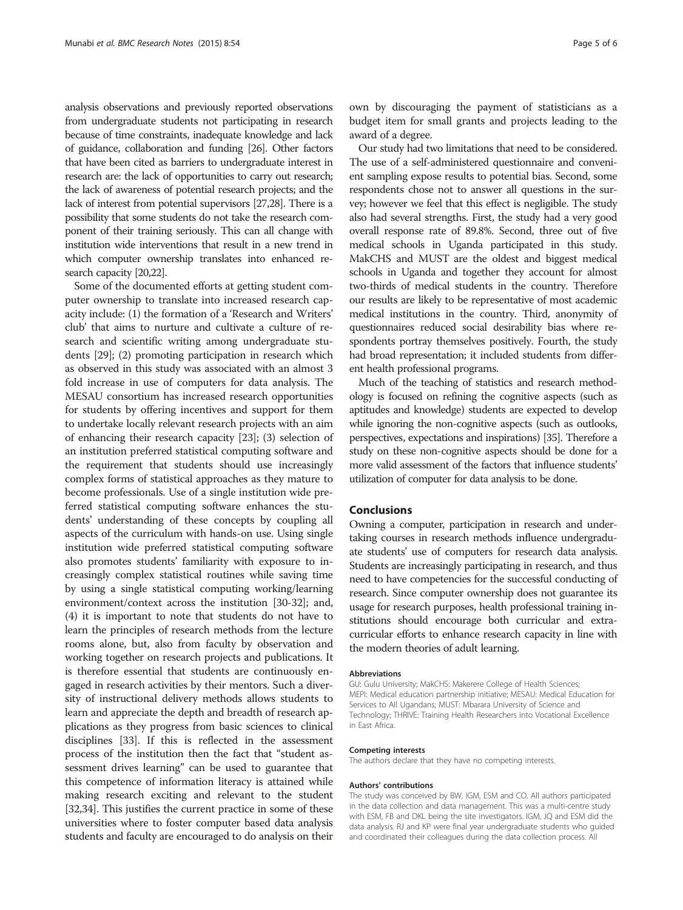analysis observations and previously reported observations from undergraduate students not participating in research because of time constraints, inadequate knowledge and lack of guidance, collaboration and funding [26]. Other factors that have been cited as barriers to undergraduate interest in research are: the lack of opportunities to carry out research; the lack of awareness of potential research projects; and the lack of interest from potential supervisors [27,28]. There is a possibility that some students do not take the research component of their training seriously. This can all change with institution wide interventions that result in a new trend in which computer ownership translates into enhanced research capacity [20,22].

Some of the documented efforts at getting student computer ownership to translate into increased research capacity include: (1) the formation of a 'Research and Writers' club' that aims to nurture and cultivate a culture of research and scientific writing among undergraduate students [29]; (2) promoting participation in research which as observed in this study was associated with an almost 3 fold increase in use of computers for data analysis. The MESAU consortium has increased research opportunities for students by offering incentives and support for them to undertake locally relevant research projects with an aim of enhancing their research capacity [23]; (3) selection of an institution preferred statistical computing software and the requirement that students should use increasingly complex forms of statistical approaches as they mature to become professionals. Use of a single institution wide preferred statistical computing software enhances the students' understanding of these concepts by coupling all aspects of the curriculum with hands-on use. Using single institution wide preferred statistical computing software also promotes students' familiarity with exposure to increasingly complex statistical routines while saving time by using a single statistical computing working/learning environment/context across the institution [30-32]; and, (4) it is important to note that students do not have to learn the principles of research methods from the lecture rooms alone, but, also from faculty by observation and working together on research projects and publications. It is therefore essential that students are continuously engaged in research activities by their mentors. Such a diversity of instructional delivery methods allows students to learn and appreciate the depth and breadth of research applications as they progress from basic sciences to clinical disciplines [33]. If this is reflected in the assessment process of the institution then the fact that "student assessment drives learning" can be used to guarantee that this competence of information literacy is attained while making research exciting and relevant to the student [32,34]. This justifies the current practice in some of these universities where to foster computer based data analysis students and faculty are encouraged to do analysis on their own by discouraging the payment of statisticians as a budget item for small grants and projects leading to the award of a degree.

Our study had two limitations that need to be considered. The use of a self-administered questionnaire and convenient sampling expose results to potential bias. Second, some respondents chose not to answer all questions in the survey; however we feel that this effect is negligible. The study also had several strengths. First, the study had a very good overall response rate of 89.8%. Second, three out of five medical schools in Uganda participated in this study. MakCHS and MUST are the oldest and biggest medical schools in Uganda and together they account for almost two-thirds of medical students in the country. Therefore our results are likely to be representative of most academic medical institutions in the country. Third, anonymity of questionnaires reduced social desirability bias where respondents portray themselves positively. Fourth, the study had broad representation; it included students from different health professional programs.

Much of the teaching of statistics and research methodology is focused on refining the cognitive aspects (such as aptitudes and knowledge) students are expected to develop while ignoring the non-cognitive aspects (such as outlooks, perspectives, expectations and inspirations) [35]. Therefore a study on these non-cognitive aspects should be done for a more valid assessment of the factors that influence students' utilization of computer for data analysis to be done.

## Conclusions

Owning a computer, participation in research and undertaking courses in research methods influence undergraduate students' use of computers for research data analysis. Students are increasingly participating in research, and thus need to have competencies for the successful conducting of research. Since computer ownership does not guarantee its usage for research purposes, health professional training institutions should encourage both curricular and extracurricular efforts to enhance research capacity in line with the modern theories of adult learning.

#### Abbreviations

GU: Gulu University; MakCHS: Makerere College of Health Sciences; MEPI: Medical education partnership initiative; MESAU: Medical Education for Services to All Ugandans; MUST: Mbarara University of Science and Technology; THRIVE: Training Health Researchers into Vocational Excellence in East Africa.

#### Competing interests

The authors declare that they have no competing interests.

#### Authors' contributions

The study was conceived by BW, IGM, ESM and CO. All authors participated in the data collection and data management. This was a multi-centre study with ESM, FB and DKL being the site investigators. IGM, JQ and ESM did the data analysis. RJ and KP were final year undergraduate students who guided and coordinated their colleagues during the data collection process. All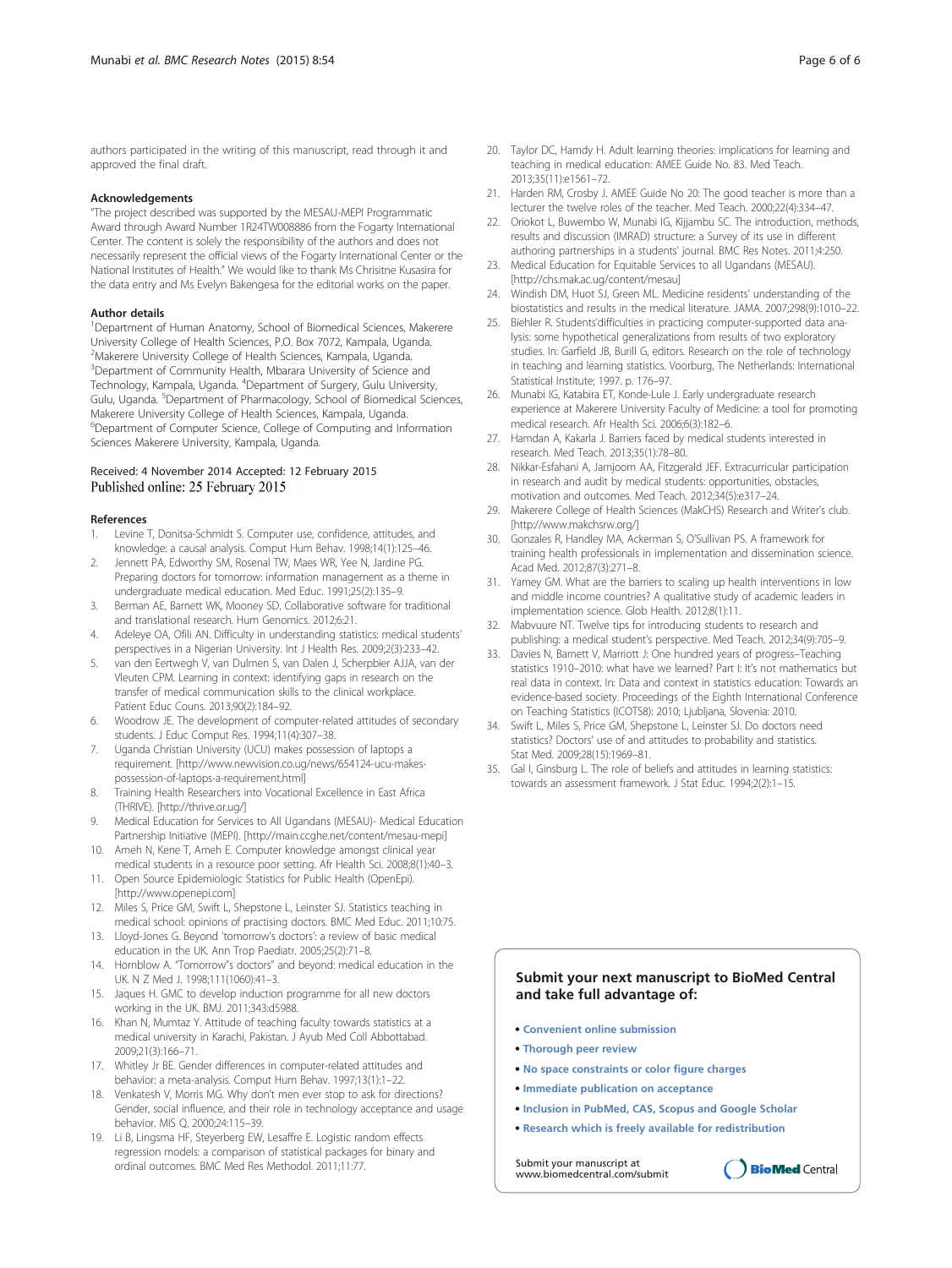authors participated in the writing of this manuscript, read through it and approved the final draft.

### Acknowledgements

"The project described was supported by the MESAU-MEPI Programmatic Award through Award Number 1R24TW008886 from the Fogarty International Center. The content is solely the responsibility of the authors and does not necessarily represent the official views of the Fogarty International Center or the National Institutes of Health." We would like to thank Ms Chrisitne Kusasira for the data entry and Ms Evelyn Bakengesa for the editorial works on the paper.

### Author details

[1]Department of Human Anatomy, School of Biomedical Sciences, Makerere University College of Health Sciences, P.O. Box 7072, Kampala, Uganda. [2]Makerere University College of Health Sciences, Kampala, Uganda. [3]Department of Community Health, Mbarara University of Science and Technology, Kampala, Uganda. [4]Department of Surgery, Gulu University, Gulu, Uganda. [5]Department of Pharmacology, School of Biomedical Sciences, Makerere University College of Health Sciences, Kampala, Uganda. [6]Department of Computer Science, College of Computing and Information Sciences Makerere University, Kampala, Uganda.

Received: 4 November 2014 Accepted: 12 February 2015
Published online: 25 February 2015

### References

1. Levine T, Donitsa-Schmidt S. Computer use, confidence, attitudes, and knowledge: a causal analysis. Comput Hum Behav. 1998;14(1):125–46.
2. Jennett PA, Edworthy SM, Rosenal TW, Maes WR, Yee N, Jardine PG. Preparing doctors for tomorrow: information management as a theme in undergraduate medical education. Med Educ. 1991;25(2):135–9.
3. Berman AE, Barnett WK, Mooney SD. Collaborative software for traditional and translational research. Hum Genomics. 2012;6:21.
4. Adeleye OA, Ofili AN. Difficulty in understanding statistics: medical students' perspectives in a Nigerian University. Int J Health Res. 2009;2(3):233–42.
5. van den Eertwegh V, van Dulmen S, van Dalen J, Scherpbier AJJA, van der Vleuten CPM. Learning in context: identifying gaps in research on the transfer of medical communication skills to the clinical workplace. Patient Educ Couns. 2013;90(2):184–92.
6. Woodrow JE. The development of computer-related attitudes of secondary students. J Educ Comput Res. 1994;11(4):307–38.
7. Uganda Christian University (UCU) makes possession of laptops a requirement. [http://www.newvision.co.ug/news/654124-ucu-makes-possession-of-laptops-a-requirement.html]
8. Training Health Researchers into Vocational Excellence in East Africa (THRIVE). [http://thrive.or.ug/]
9. Medical Education for Services to All Ugandans (MESAU)- Medical Education Partnership Initiative (MEPI). [http://main.ccghe.net/content/mesau-mepi]
10. Ameh N, Kene T, Ameh E. Computer knowledge amongst clinical year medical students in a resource poor setting. Afr Health Sci. 2008;8(1):40–3.
11. Open Source Epidemiologic Statistics for Public Health (OpenEpi). [http://www.openepi.com]
12. Miles S, Price GM, Swift L, Shepstone L, Leinster SJ. Statistics teaching in medical school: opinions of practising doctors. BMC Med Educ. 2011;10:75.
13. Lloyd-Jones G. Beyond 'tomorrow's doctors': a review of basic medical education in the UK. Ann Trop Paediatr. 2005;25(2):71–8.
14. Hornblow A. "Tomorrow"s doctors" and beyond: medical education in the UK. N Z Med J. 1998;111(1060):41–3.
15. Jaques H. GMC to develop induction programme for all new doctors working in the UK. BMJ. 2011;343:d5988.
16. Khan N, Mumtaz Y. Attitude of teaching faculty towards statistics at a medical university in Karachi, Pakistan. J Ayub Med Coll Abbottabad. 2009;21(3):166–71.
17. Whitley Jr BE. Gender differences in computer-related attitudes and behavior: a meta-analysis. Comput Hum Behav. 1997;13(1):1–22.
18. Venkatesh V, Morris MG. Why don't men ever stop to ask for directions? Gender, social influence, and their role in technology acceptance and usage behavior. MIS Q. 2000;24:115–39.
19. Li B, Lingsma HF, Steyerberg EW, Lesaffre E. Logistic random effects regression models: a comparison of statistical packages for binary and ordinal outcomes. BMC Med Res Methodol. 2011;11:77.
20. Taylor DC, Hamdy H. Adult learning theories: implications for learning and teaching in medical education: AMEE Guide No. 83. Med Teach. 2013;35(11):e1561–72.
21. Harden RM, Crosby J. AMEE Guide No 20: The good teacher is more than a lecturer the twelve roles of the teacher. Med Teach. 2000;22(4):334–47.
22. Oriokot L, Buwembo W, Munabi IG, Kijjambu SC. The introduction, methods, results and discussion (IMRAD) structure: a Survey of its use in different authoring partnerships in a students' journal. BMC Res Notes. 2011;4:250.
23. Medical Education for Equitable Services to all Ugandans (MESAU). [http://chs.mak.ac.ug/content/mesau]
24. Windish DM, Huot SJ, Green ML. Medicine residents' understanding of the biostatistics and results in the medical literature. JAMA. 2007;298(9):1010–22.
25. Biehler R. Students'difficulties in practicing computer-supported data analysis: some hypothetical generalizations from results of two exploratory studies. In: Garfield JB, Burill G, editors. Research on the role of technology in teaching and learning statistics. Voorburg, The Netherlands: International Statistical Institute; 1997. p. 176–97.
26. Munabi IG, Katabira ET, Konde-Lule J. Early undergraduate research experience at Makerere University Faculty of Medicine: a tool for promoting medical research. Afr Health Sci. 2006;6(3):182–6.
27. Hamdan A, Kakarla J. Barriers faced by medical students interested in research. Med Teach. 2013;35(1):78–80.
28. Nikkar-Esfahani A, Jamjoom AA, Fitzgerald JEF. Extracurricular participation in research and audit by medical students: opportunities, obstacles, motivation and outcomes. Med Teach. 2012;34(5):e317–24.
29. Makerere College of Health Sciences (MakCHS) Research and Writer's club. [http://www.makchsrw.org/]
30. Gonzales R, Handley MA, Ackerman S, O'Sullivan PS. A framework for training health professionals in implementation and dissemination science. Acad Med. 2012;87(3):271–8.
31. Yamey GM. What are the barriers to scaling up health interventions in low and middle income countries? A qualitative study of academic leaders in implementation science. Glob Health. 2012;8(1):11.
32. Mabvuure NT. Twelve tips for introducing students to research and publishing: a medical student's perspective. Med Teach. 2012;34(9):705–9.
33. Davies N, Barnett V, Marriott J: One hundred years of progress–Teaching statistics 1910–2010: what have we learned? Part I: It's not mathematics but real data in context. In: Data and context in statistics education: Towards an evidence-based society. Proceedings of the Eighth International Conference on Teaching Statistics (ICOTS8): 2010; Ljubljana, Slovenia: 2010.
34. Swift L, Miles S, Price GM, Shepstone L, Leinster SJ. Do doctors need statistics? Doctors' use of and attitudes to probability and statistics. Stat Med. 2009;28(15):1969–81.
35. Gal I, Ginsburg L. The role of beliefs and attitudes in learning statistics: towards an assessment framework. J Stat Educ. 1994;2(2):1–15.

**Submit your next manuscript to BioMed Central and take full advantage of:**

- Convenient online submission
- Thorough peer review
- No space constraints or color figure charges
- Immediate publication on acceptance
- Inclusion in PubMed, CAS, Scopus and Google Scholar
- Research which is freely available for redistribution

Submit your manuscript at www.biomedcentral.com/submit

BioMed Central